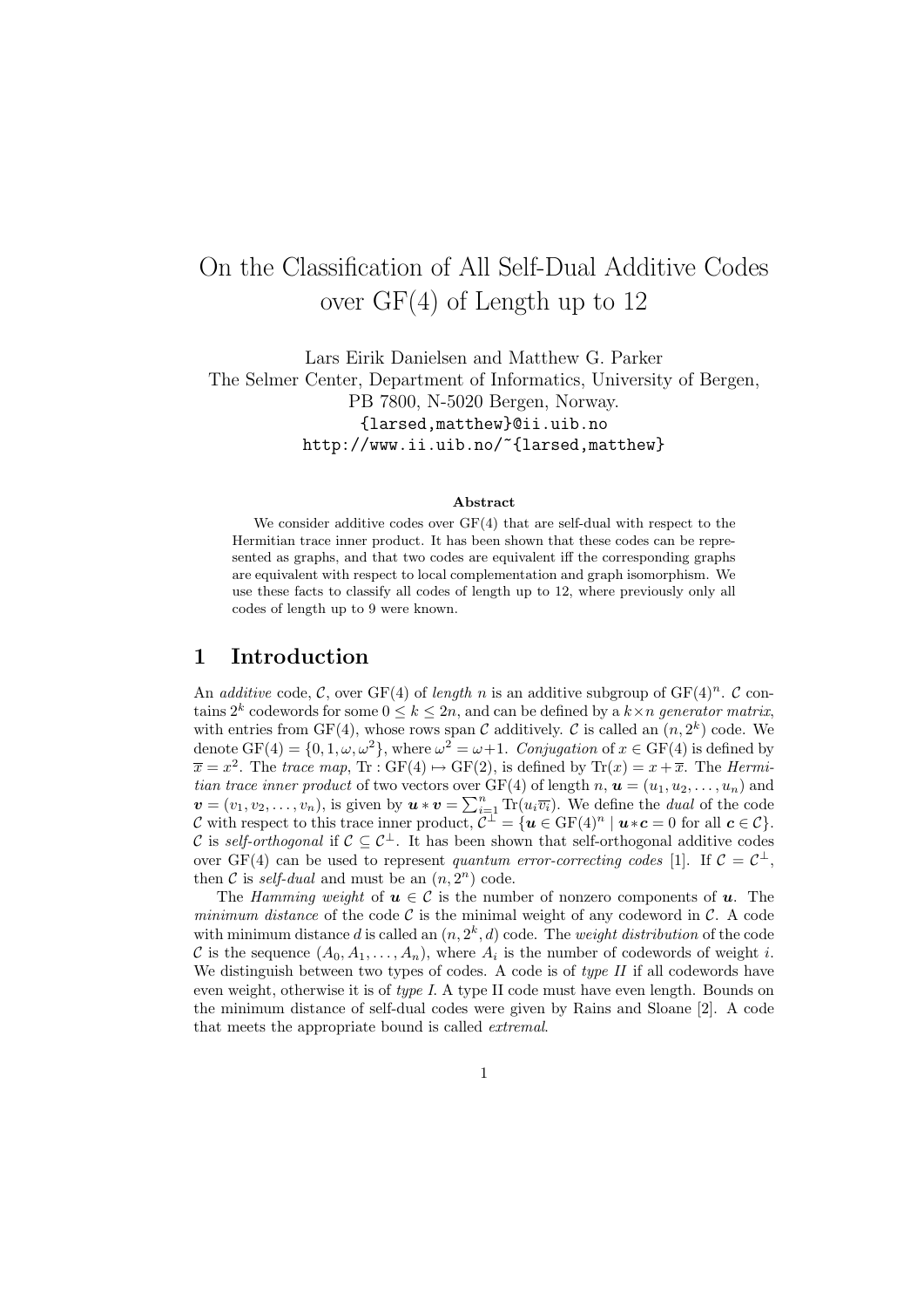# On the Classification of All Self-Dual Additive Codes over GF(4) of Length up to 12

Lars Eirik Danielsen and Matthew G. Parker

The Selmer Center, Department of Informatics, University of Bergen,
PB 7800, N-5020 Bergen, Norway.

`{larsed,matthew}@ii.uib.no`

`http://www.ii.uib.no/~{larsed,matthew}`

### Abstract

We consider additive codes over GF(4) that are self-dual with respect to the Hermitian trace inner product. It has been shown that these codes can be represented as graphs, and that two codes are equivalent iff the corresponding graphs are equivalent with respect to local complementation and graph isomorphism. We use these facts to classify all codes of length up to 12, where previously only all codes of length up to 9 were known.

## 1 Introduction

An *additive* code, $\mathcal{C}$, over GF(4) of *length* $n$ is an additive subgroup of $\mathrm{GF}(4)^n$. $\mathcal{C}$ contains $2^k$ codewords for some $0 \leq k \leq 2n$, and can be defined by a $k \times n$ *generator matrix*, with entries from GF(4), whose rows span $\mathcal{C}$ additively. $\mathcal{C}$ is called an $(n, 2^k)$ code. We denote $\mathrm{GF}(4) = \{0, 1, \omega, \omega^2\}$, where $\omega^2 = \omega + 1$. *Conjugation* of $x \in \mathrm{GF}(4)$ is defined by $\overline{x} = x^2$. The *trace map*, $\mathrm{Tr} : \mathrm{GF}(4) \mapsto \mathrm{GF}(2)$, is defined by $\mathrm{Tr}(x) = x + \overline{x}$. The *Hermitian trace inner product* of two vectors over GF(4) of length $n$, $\boldsymbol{u} = (u_1, u_2, \ldots, u_n)$ and $\boldsymbol{v} = (v_1, v_2, \ldots, v_n)$, is given by $\boldsymbol{u} * \boldsymbol{v} = \sum_{i=1}^{n} \mathrm{Tr}(u_i \overline{v_i})$. We define the *dual* of the code $\mathcal{C}$ with respect to this trace inner product, $\mathcal{C}^\perp = \{\boldsymbol{u} \in \mathrm{GF}(4)^n \mid \boldsymbol{u} * \boldsymbol{c} = 0 \text{ for all } \boldsymbol{c} \in \mathcal{C}\}$. $\mathcal{C}$ is *self-orthogonal* if $\mathcal{C} \subseteq \mathcal{C}^\perp$. It has been shown that self-orthogonal additive codes over GF(4) can be used to represent *quantum error-correcting codes* [1]. If $\mathcal{C} = \mathcal{C}^\perp$, then $\mathcal{C}$ is *self-dual* and must be an $(n, 2^n)$ code.

The *Hamming weight* of $\boldsymbol{u} \in \mathcal{C}$ is the number of nonzero components of $\boldsymbol{u}$. The *minimum distance* of the code $\mathcal{C}$ is the minimal weight of any codeword in $\mathcal{C}$. A code with minimum distance $d$ is called an $(n, 2^k, d)$ code. The *weight distribution* of the code $\mathcal{C}$ is the sequence $(A_0, A_1, \ldots, A_n)$, where $A_i$ is the number of codewords of weight $i$. We distinguish between two types of codes. A code is of *type II* if all codewords have even weight, otherwise it is of *type I*. A type II code must have even length. Bounds on the minimum distance of self-dual codes were given by Rains and Sloane [2]. A code that meets the appropriate bound is called *extremal*.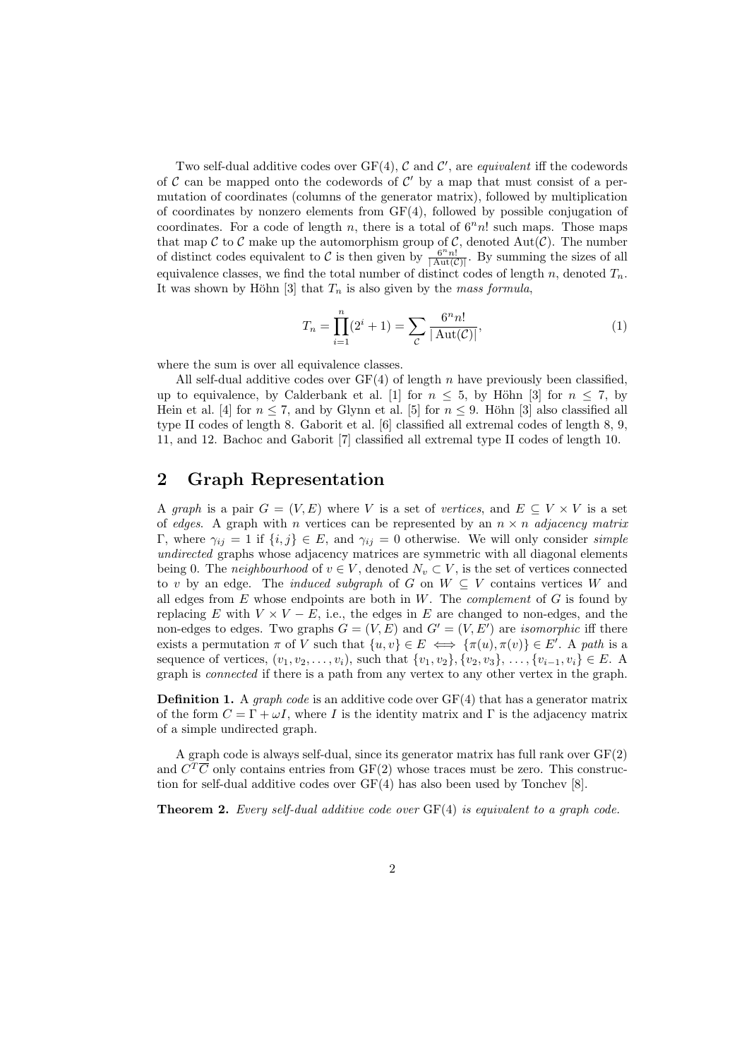Two self-dual additive codes over GF(4), $\mathcal{C}$ and $\mathcal{C}'$, are *equivalent* iff the codewords of $\mathcal{C}$ can be mapped onto the codewords of $\mathcal{C}'$ by a map that must consist of a permutation of coordinates (columns of the generator matrix), followed by multiplication of coordinates by nonzero elements from GF(4), followed by possible conjugation of coordinates. For a code of length $n$, there is a total of $6^n n!$ such maps. Those maps that map $\mathcal{C}$ to $\mathcal{C}$ make up the automorphism group of $\mathcal{C}$, denoted $\mathrm{Aut}(\mathcal{C})$. The number of distinct codes equivalent to $\mathcal{C}$ is then given by $\frac{6^n n!}{|\mathrm{Aut}(\mathcal{C})|}$. By summing the sizes of all equivalence classes, we find the total number of distinct codes of length $n$, denoted $T_n$. It was shown by Höhn [3] that $T_n$ is also given by the *mass formula*,

$$T_n = \prod_{i=1}^{n}(2^i + 1) = \sum_{\mathcal{C}} \frac{6^n n!}{|\mathrm{Aut}(\mathcal{C})|}, \tag{1}$$

where the sum is over all equivalence classes.

All self-dual additive codes over GF(4) of length $n$ have previously been classified, up to equivalence, by Calderbank et al. [1] for $n \leq 5$, by Höhn [3] for $n \leq 7$, by Hein et al. [4] for $n \leq 7$, and by Glynn et al. [5] for $n \leq 9$. Höhn [3] also classified all type II codes of length 8. Gaborit et al. [6] classified all extremal codes of length 8, 9, 11, and 12. Bachoc and Gaborit [7] classified all extremal type II codes of length 10.

## 2 Graph Representation

A *graph* is a pair $G = (V, E)$ where $V$ is a set of *vertices*, and $E \subseteq V \times V$ is a set of *edges*. A graph with $n$ vertices can be represented by an $n \times n$ *adjacency matrix* $\Gamma$, where $\gamma_{ij} = 1$ if $\{i, j\} \in E$, and $\gamma_{ij} = 0$ otherwise. We will only consider *simple undirected* graphs whose adjacency matrices are symmetric with all diagonal elements being 0. The *neighbourhood* of $v \in V$, denoted $N_v \subset V$, is the set of vertices connected to $v$ by an edge. The *induced subgraph* of $G$ on $W \subseteq V$ contains vertices $W$ and all edges from $E$ whose endpoints are both in $W$. The *complement* of $G$ is found by replacing $E$ with $V \times V - E$, i.e., the edges in $E$ are changed to non-edges, and the non-edges to edges. Two graphs $G = (V, E)$ and $G' = (V, E')$ are *isomorphic* iff there exists a permutation $\pi$ of $V$ such that $\{u, v\} \in E \iff \{\pi(u), \pi(v)\} \in E'$. A *path* is a sequence of vertices, $(v_1, v_2, \ldots, v_i)$, such that $\{v_1, v_2\}, \{v_2, v_3\}, \ldots, \{v_{i-1}, v_i\} \in E$. A graph is *connected* if there is a path from any vertex to any other vertex in the graph.

**Definition 1.** A *graph code* is an additive code over GF(4) that has a generator matrix of the form $C = \Gamma + \omega I$, where $I$ is the identity matrix and $\Gamma$ is the adjacency matrix of a simple undirected graph.

A graph code is always self-dual, since its generator matrix has full rank over GF(2) and $C^T \overline{C}$ only contains entries from GF(2) whose traces must be zero. This construction for self-dual additive codes over GF(4) has also been used by Tonchev [8].

**Theorem 2.** *Every self-dual additive code over* GF(4) *is equivalent to a graph code.*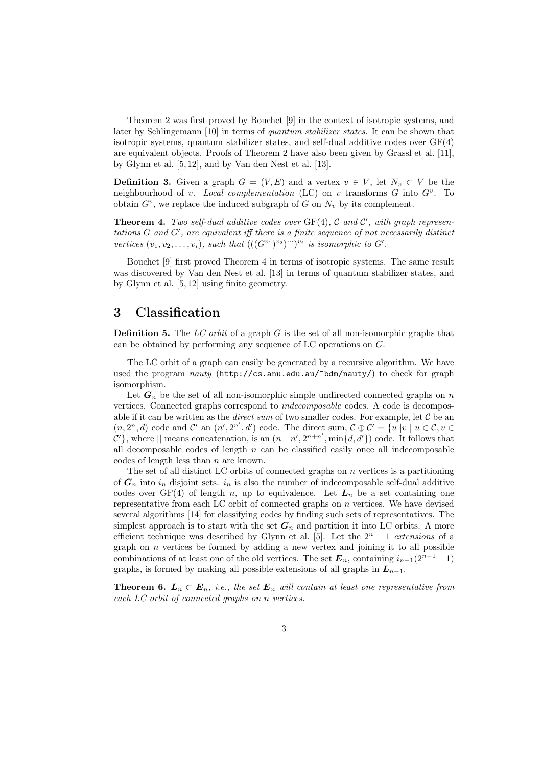Theorem 2 was first proved by Bouchet [9] in the context of isotropic systems, and later by Schlingemann [10] in terms of *quantum stabilizer states*. It can be shown that isotropic systems, quantum stabilizer states, and self-dual additive codes over GF(4) are equivalent objects. Proofs of Theorem 2 have also been given by Grassl et al. [11], by Glynn et al. [5,12], and by Van den Nest et al. [13].

**Definition 3.** Given a graph $G = (V, E)$ and a vertex $v \in V$, let $N_v \subset V$ be the neighbourhood of $v$. *Local complementation* (LC) on $v$ transforms $G$ into $G^v$. To obtain $G^v$, we replace the induced subgraph of $G$ on $N_v$ by its complement.

**Theorem 4.** *Two self-dual additive codes over* GF(4)*, $\mathcal{C}$ and $\mathcal{C}'$, with graph representations $G$ and $G'$, are equivalent iff there is a finite sequence of not necessarily distinct vertices $(v_1, v_2, \ldots, v_i)$, such that $(((G^{v_1})^{v_2})^{\cdots})^{v_i}$ is isomorphic to $G'$.*

Bouchet [9] first proved Theorem 4 in terms of isotropic systems. The same result was discovered by Van den Nest et al. [13] in terms of quantum stabilizer states, and by Glynn et al. [5,12] using finite geometry.

# 3 Classification

**Definition 5.** The *LC orbit* of a graph $G$ is the set of all non-isomorphic graphs that can be obtained by performing any sequence of LC operations on $G$.

The LC orbit of a graph can easily be generated by a recursive algorithm. We have used the program *nauty* (`http://cs.anu.edu.au/~bdm/nauty/`) to check for graph isomorphism.

Let $\boldsymbol{G}_n$ be the set of all non-isomorphic simple undirected connected graphs on $n$ vertices. Connected graphs correspond to *indecomposable* codes. A code is decomposable if it can be written as the *direct sum* of two smaller codes. For example, let $\mathcal{C}$ be an $(n, 2^n, d)$ code and $\mathcal{C}'$ an $(n', 2^{n'}, d')$ code. The direct sum, $\mathcal{C} \oplus \mathcal{C}' = \{u||v \mid u \in \mathcal{C}, v \in \mathcal{C}'\}$, where $||$ means concatenation, is an $(n+n', 2^{n+n'}, \min\{d, d'\})$ code. It follows that all decomposable codes of length $n$ can be classified easily once all indecomposable codes of length less than $n$ are known.

The set of all distinct LC orbits of connected graphs on $n$ vertices is a partitioning of $\boldsymbol{G}_n$ into $i_n$ disjoint sets. $i_n$ is also the number of indecomposable self-dual additive codes over GF(4) of length $n$, up to equivalence. Let $\boldsymbol{L}_n$ be a set containing one representative from each LC orbit of connected graphs on $n$ vertices. We have devised several algorithms [14] for classifying codes by finding such sets of representatives. The simplest approach is to start with the set $\boldsymbol{G}_n$ and partition it into LC orbits. A more efficient technique was described by Glynn et al. [5]. Let the $2^n - 1$ *extensions* of a graph on $n$ vertices be formed by adding a new vertex and joining it to all possible combinations of at least one of the old vertices. The set $\boldsymbol{E}_n$, containing $i_{n-1}(2^{n-1} - 1)$ graphs, is formed by making all possible extensions of all graphs in $\boldsymbol{L}_{n-1}$.

**Theorem 6.** *$\boldsymbol{L}_n \subset \boldsymbol{E}_n$, i.e., the set $\boldsymbol{E}_n$ will contain at least one representative from each LC orbit of connected graphs on $n$ vertices.*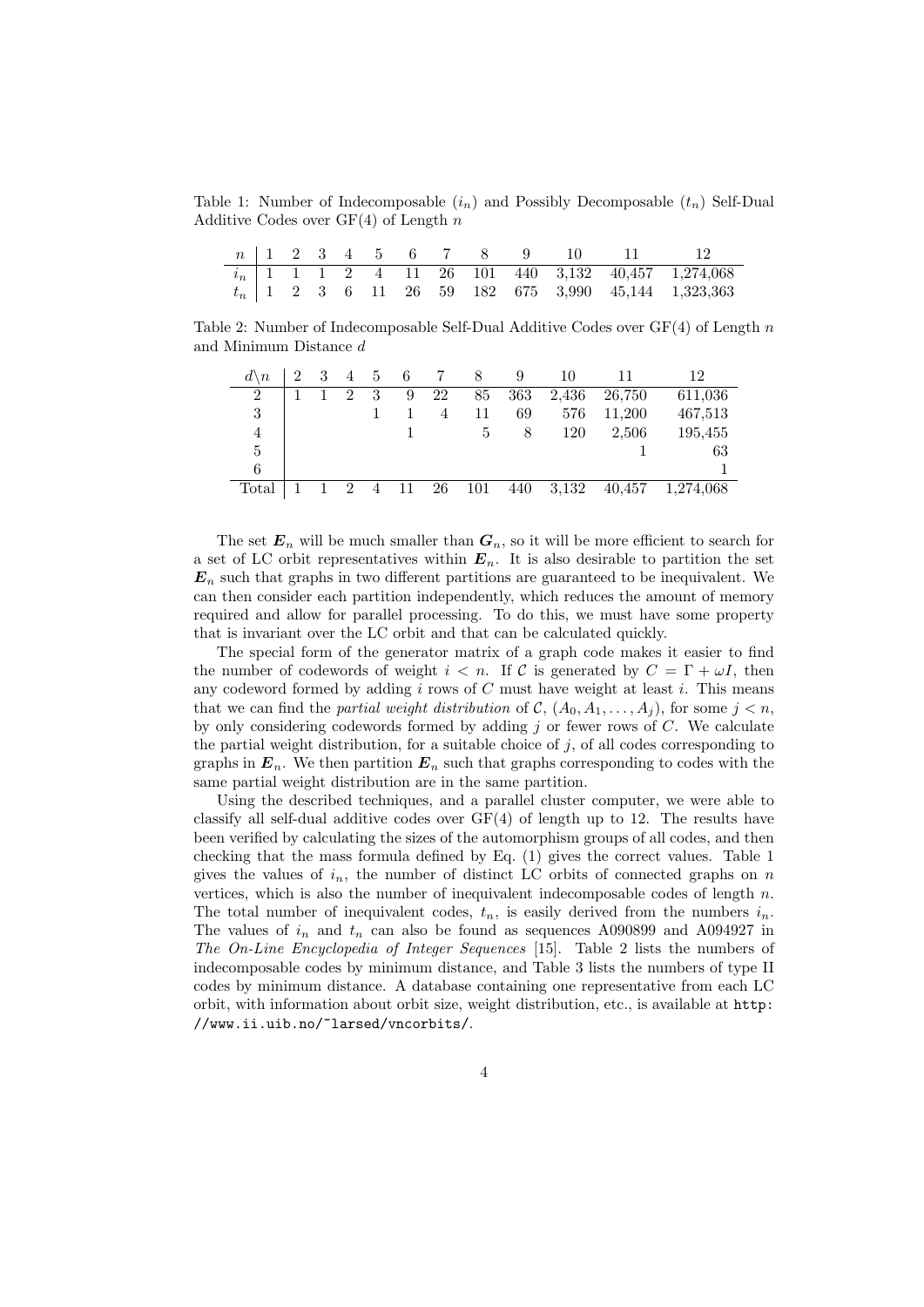Table 1: Number of Indecomposable ($i_n$) and Possibly Decomposable ($t_n$) Self-Dual Additive Codes over GF(4) of Length $n$

| $n$ | 1 | 2 | 3 | 4 | 5 | 6 | 7 | 8 | 9 | 10 | 11 | 12 |
|---|---|---|---|---|---|---|---|---|---|---|---|---|
| $i_n$ | 1 | 1 | 1 | 2 | 4 | 11 | 26 | 101 | 440 | 3,132 | 40,457 | 1,274,068 |
| $t_n$ | 1 | 2 | 3 | 6 | 11 | 26 | 59 | 182 | 675 | 3,990 | 45,144 | 1,323,363 |

Table 2: Number of Indecomposable Self-Dual Additive Codes over GF(4) of Length $n$ and Minimum Distance $d$

| $d\backslash n$ | 2 | 3 | 4 | 5 | 6 | 7 | 8 | 9 | 10 | 11 | 12 |
|---|---|---|---|---|---|---|---|---|---|---|---|
| 2 | 1 | 1 | 2 | 3 | 9 | 22 | 85 | 363 | 2,436 | 26,750 | 611,036 |
| 3 | | | | 1 | 1 | 4 | 11 | 69 | 576 | 11,200 | 467,513 |
| 4 | | | | | 1 | | 5 | 8 | 120 | 2,506 | 195,455 |
| 5 | | | | | | | | | | 1 | 63 |
| 6 | | | | | | | | | | | 1 |
| Total | 1 | 1 | 2 | 4 | 11 | 26 | 101 | 440 | 3,132 | 40,457 | 1,274,068 |

The set $\boldsymbol{E}_n$ will be much smaller than $\boldsymbol{G}_n$, so it will be more efficient to search for a set of LC orbit representatives within $\boldsymbol{E}_n$. It is also desirable to partition the set $\boldsymbol{E}_n$ such that graphs in two different partitions are guaranteed to be inequivalent. We can then consider each partition independently, which reduces the amount of memory required and allow for parallel processing. To do this, we must have some property that is invariant over the LC orbit and that can be calculated quickly.

The special form of the generator matrix of a graph code makes it easier to find the number of codewords of weight $i < n$. If $\mathcal{C}$ is generated by $C = \Gamma + \omega I$, then any codeword formed by adding $i$ rows of $C$ must have weight at least $i$. This means that we can find the *partial weight distribution* of $\mathcal{C}$, $(A_0, A_1, \ldots, A_j)$, for some $j < n$, by only considering codewords formed by adding $j$ or fewer rows of $C$. We calculate the partial weight distribution, for a suitable choice of $j$, of all codes corresponding to graphs in $\boldsymbol{E}_n$. We then partition $\boldsymbol{E}_n$ such that graphs corresponding to codes with the same partial weight distribution are in the same partition.

Using the described techniques, and a parallel cluster computer, we were able to classify all self-dual additive codes over GF(4) of length up to 12. The results have been verified by calculating the sizes of the automorphism groups of all codes, and then checking that the mass formula defined by Eq. (1) gives the correct values. Table 1 gives the values of $i_n$, the number of distinct LC orbits of connected graphs on $n$ vertices, which is also the number of inequivalent indecomposable codes of length $n$. The total number of inequivalent codes, $t_n$, is easily derived from the numbers $i_n$. The values of $i_n$ and $t_n$ can also be found as sequences A090899 and A094927 in *The On-Line Encyclopedia of Integer Sequences* [15]. Table 2 lists the numbers of indecomposable codes by minimum distance, and Table 3 lists the numbers of type II codes by minimum distance. A database containing one representative from each LC orbit, with information about orbit size, weight distribution, etc., is available at `http://www.ii.uib.no/~larsed/vncorbits/`.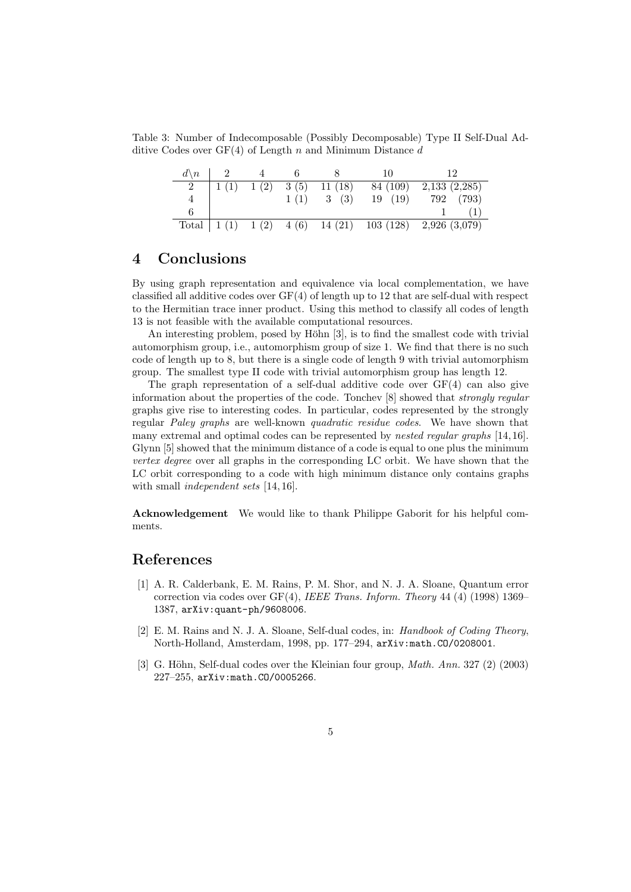Table 3: Number of Indecomposable (Possibly Decomposable) Type II Self-Dual Additive Codes over GF(4) of Length $n$ and Minimum Distance $d$

| $d\backslash n$ | 2 | 4 | 6 | 8 | 10 | 12 |
|---|---|---|---|---|---|---|
| 2 | 1 (1) | 1 (2) | 3 (5) | 11 (18) | 84 (109) | 2,133 (2,285) |
| 4 | | | 1 (1) | 3 (3) | 19 (19) | 792 (793) |
| 6 | | | | | | 1 (1) |
| Total | 1 (1) | 1 (2) | 4 (6) | 14 (21) | 103 (128) | 2,926 (3,079) |

## 4 Conclusions

By using graph representation and equivalence via local complementation, we have classified all additive codes over GF(4) of length up to 12 that are self-dual with respect to the Hermitian trace inner product. Using this method to classify all codes of length 13 is not feasible with the available computational resources.

An interesting problem, posed by Höhn [3], is to find the smallest code with trivial automorphism group, i.e., automorphism group of size 1. We find that there is no such code of length up to 8, but there is a single code of length 9 with trivial automorphism group. The smallest type II code with trivial automorphism group has length 12.

The graph representation of a self-dual additive code over GF(4) can also give information about the properties of the code. Tonchev [8] showed that *strongly regular* graphs give rise to interesting codes. In particular, codes represented by the strongly regular *Paley graphs* are well-known *quadratic residue codes*. We have shown that many extremal and optimal codes can be represented by *nested regular graphs* [14, 16]. Glynn [5] showed that the minimum distance of a code is equal to one plus the minimum *vertex degree* over all graphs in the corresponding LC orbit. We have shown that the LC orbit corresponding to a code with high minimum distance only contains graphs with small *independent sets* [14, 16].

**Acknowledgement** We would like to thank Philippe Gaborit for his helpful comments.

## References

[1] A. R. Calderbank, E. M. Rains, P. M. Shor, and N. J. A. Sloane, Quantum error correction via codes over GF(4), *IEEE Trans. Inform. Theory* 44 (4) (1998) 1369–1387, arXiv:quant-ph/9608006.

[2] E. M. Rains and N. J. A. Sloane, Self-dual codes, in: *Handbook of Coding Theory*, North-Holland, Amsterdam, 1998, pp. 177–294, arXiv:math.CO/0208001.

[3] G. Höhn, Self-dual codes over the Kleinian four group, *Math. Ann.* 327 (2) (2003) 227–255, arXiv:math.CO/0005266.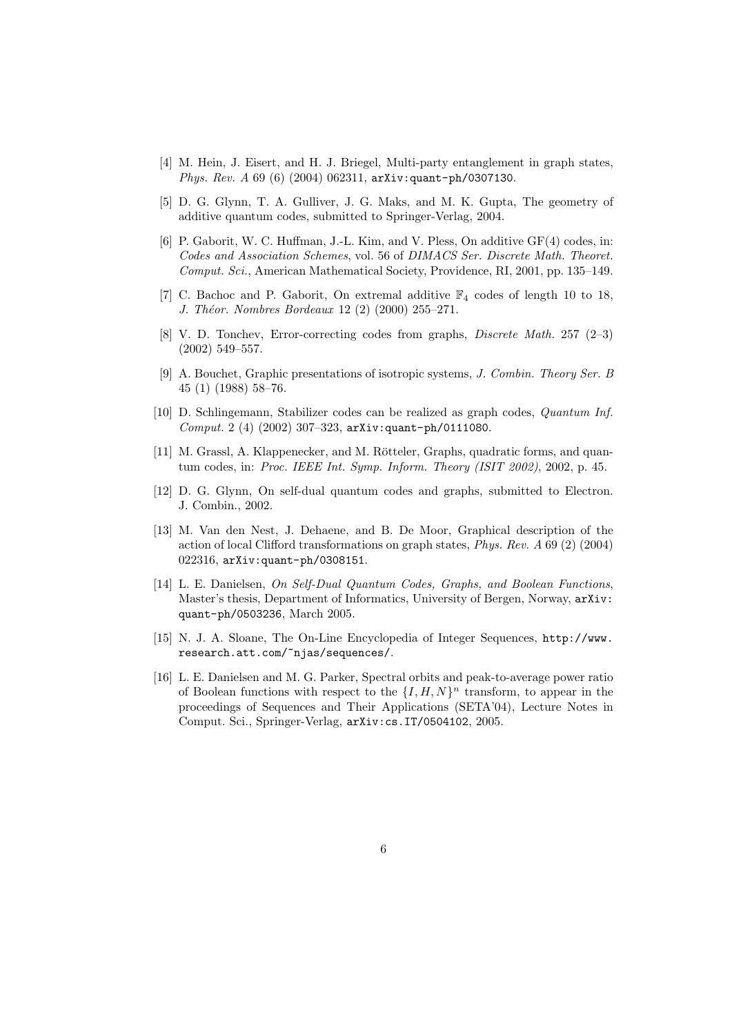[4] M. Hein, J. Eisert, and H. J. Briegel, Multi-party entanglement in graph states, *Phys. Rev. A* 69 (6) (2004) 062311, arXiv:quant-ph/0307130.

[5] D. G. Glynn, T. A. Gulliver, J. G. Maks, and M. K. Gupta, The geometry of additive quantum codes, submitted to Springer-Verlag, 2004.

[6] P. Gaborit, W. C. Huffman, J.-L. Kim, and V. Pless, On additive GF(4) codes, in: *Codes and Association Schemes*, vol. 56 of *DIMACS Ser. Discrete Math. Theoret. Comput. Sci.*, American Mathematical Society, Providence, RI, 2001, pp. 135–149.

[7] C. Bachoc and P. Gaborit, On extremal additive $\mathbb{F}_4$ codes of length 10 to 18, *J. Théor. Nombres Bordeaux* 12 (2) (2000) 255–271.

[8] V. D. Tonchev, Error-correcting codes from graphs, *Discrete Math.* 257 (2–3) (2002) 549–557.

[9] A. Bouchet, Graphic presentations of isotropic systems, *J. Combin. Theory Ser. B* 45 (1) (1988) 58–76.

[10] D. Schlingemann, Stabilizer codes can be realized as graph codes, *Quantum Inf. Comput.* 2 (4) (2002) 307–323, arXiv:quant-ph/0111080.

[11] M. Grassl, A. Klappenecker, and M. Rötteler, Graphs, quadratic forms, and quantum codes, in: *Proc. IEEE Int. Symp. Inform. Theory (ISIT 2002)*, 2002, p. 45.

[12] D. G. Glynn, On self-dual quantum codes and graphs, submitted to Electron. J. Combin., 2002.

[13] M. Van den Nest, J. Dehaene, and B. De Moor, Graphical description of the action of local Clifford transformations on graph states, *Phys. Rev. A* 69 (2) (2004) 022316, arXiv:quant-ph/0308151.

[14] L. E. Danielsen, *On Self-Dual Quantum Codes, Graphs, and Boolean Functions*, Master's thesis, Department of Informatics, University of Bergen, Norway, arXiv:quant-ph/0503236, March 2005.

[15] N. J. A. Sloane, The On-Line Encyclopedia of Integer Sequences, http://www.research.att.com/~njas/sequences/.

[16] L. E. Danielsen and M. G. Parker, Spectral orbits and peak-to-average power ratio of Boolean functions with respect to the $\{I, H, N\}^n$ transform, to appear in the proceedings of Sequences and Their Applications (SETA'04), Lecture Notes in Comput. Sci., Springer-Verlag, arXiv:cs.IT/0504102, 2005.